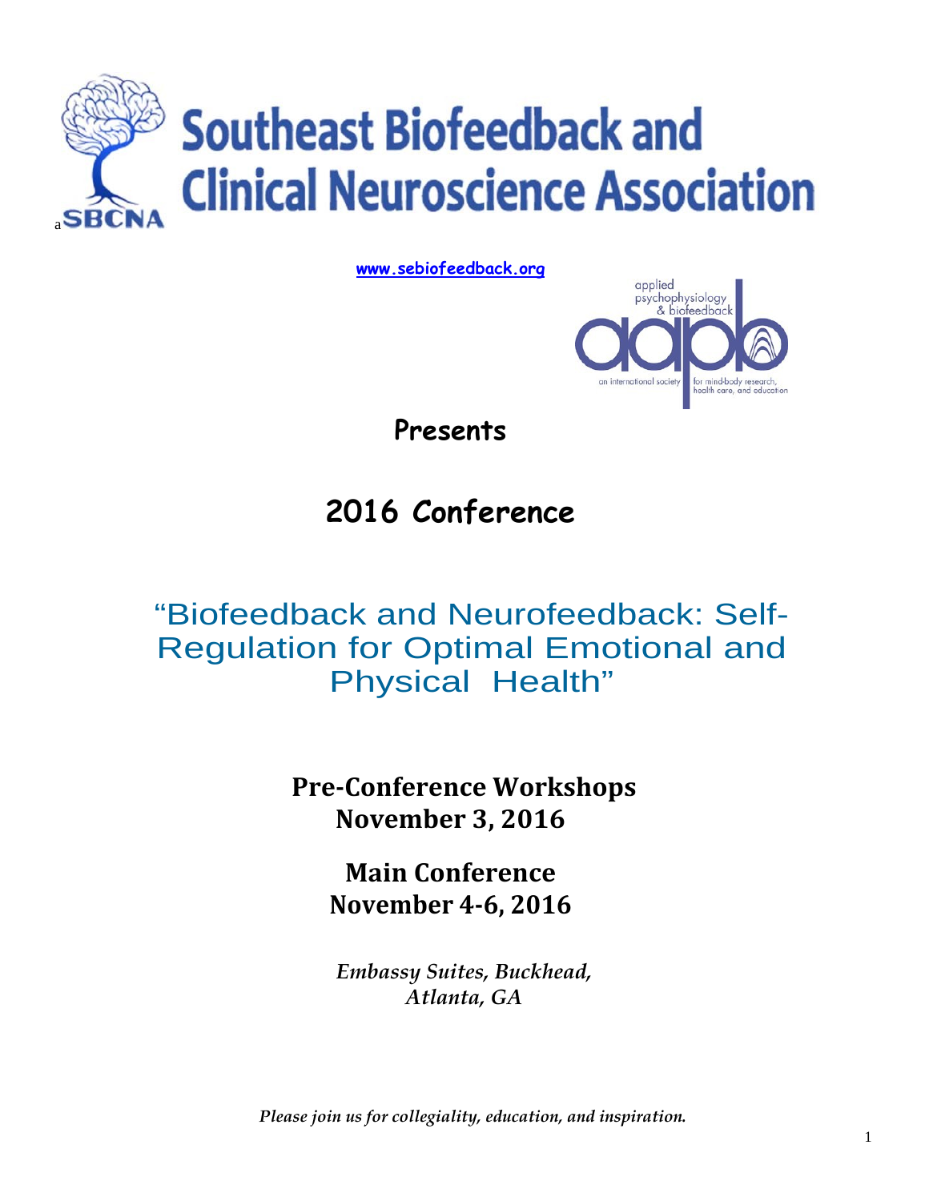# Southeast Biofeedback and Clinical Neuroscience Association

a SBCNA

**www.sebiofeedback.org**

applied psychophysiology & biofeedback — an international society for mind-body research, health care, and education

**Presents**

## 2016 Conference

## "Biofeedback and Neurofeedback: Self-Regulation for Optimal Emotional and Physical Health"

**Pre-Conference Workshops**
**November 3, 2016**

**Main Conference**
**November 4-6, 2016**

*Embassy Suites, Buckhead,*
*Atlanta, GA*

*Please join us for collegiality, education, and inspiration.*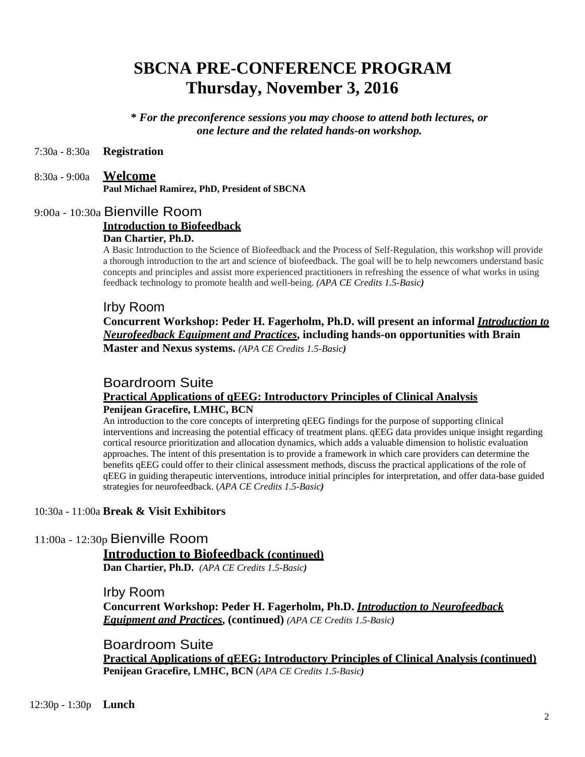# SBCNA PRE-CONFERENCE PROGRAM
# Thursday, November 3, 2016

***\* For the preconference sessions you may choose to attend both lectures, or one lecture and the related hands-on workshop.***

7:30a - 8:30a **Registration**

8:30a - 9:00a **Welcome**

**Paul Michael Ramirez, PhD, President of SBCNA**

9:00a - 10:30a Bienville Room

**Introduction to Biofeedback**

**Dan Chartier, Ph.D.**

A Basic Introduction to the Science of Biofeedback and the Process of Self-Regulation, this workshop will provide a thorough introduction to the art and science of biofeedback. The goal will be to help newcomers understand basic concepts and principles and assist more experienced practitioners in refreshing the essence of what works in using feedback technology to promote health and well-being. *(APA CE Credits 1.5-Basic)*

Irby Room

**Concurrent Workshop: Peder H. Fagerholm, Ph.D. will present an informal *Introduction to Neurofeedback Equipment and Practices*, including hands-on opportunities with Brain Master and Nexus systems.** *(APA CE Credits 1.5-Basic)*

Boardroom Suite

**Practical Applications of qEEG: Introductory Principles of Clinical Analysis**

**Penijean Gracefire, LMHC, BCN**

An introduction to the core concepts of interpreting qEEG findings for the purpose of supporting clinical interventions and increasing the potential efficacy of treatment plans. qEEG data provides unique insight regarding cortical resource prioritization and allocation dynamics, which adds a valuable dimension to holistic evaluation approaches. The intent of this presentation is to provide a framework in which care providers can determine the benefits qEEG could offer to their clinical assessment methods, discuss the practical applications of the role of qEEG in guiding therapeutic interventions, introduce initial principles for interpretation, and offer data-base guided strategies for neurofeedback. (*APA CE Credits 1.5-Basic)*

10:30a - 11:00a **Break & Visit Exhibitors**

11:00a - 12:30p Bienville Room

**Introduction to Biofeedback (continued)**

**Dan Chartier, Ph.D.** *(APA CE Credits 1.5-Basic)*

Irby Room

**Concurrent Workshop: Peder H. Fagerholm, Ph.D. *Introduction to Neurofeedback Equipment and Practices*, (continued)** *(APA CE Credits 1.5-Basic)*

Boardroom Suite

**Practical Applications of qEEG: Introductory Principles of Clinical Analysis (continued)**

**Penijean Gracefire, LMHC, BCN** (*APA CE Credits 1.5-Basic)*

12:30p - 1:30p **Lunch**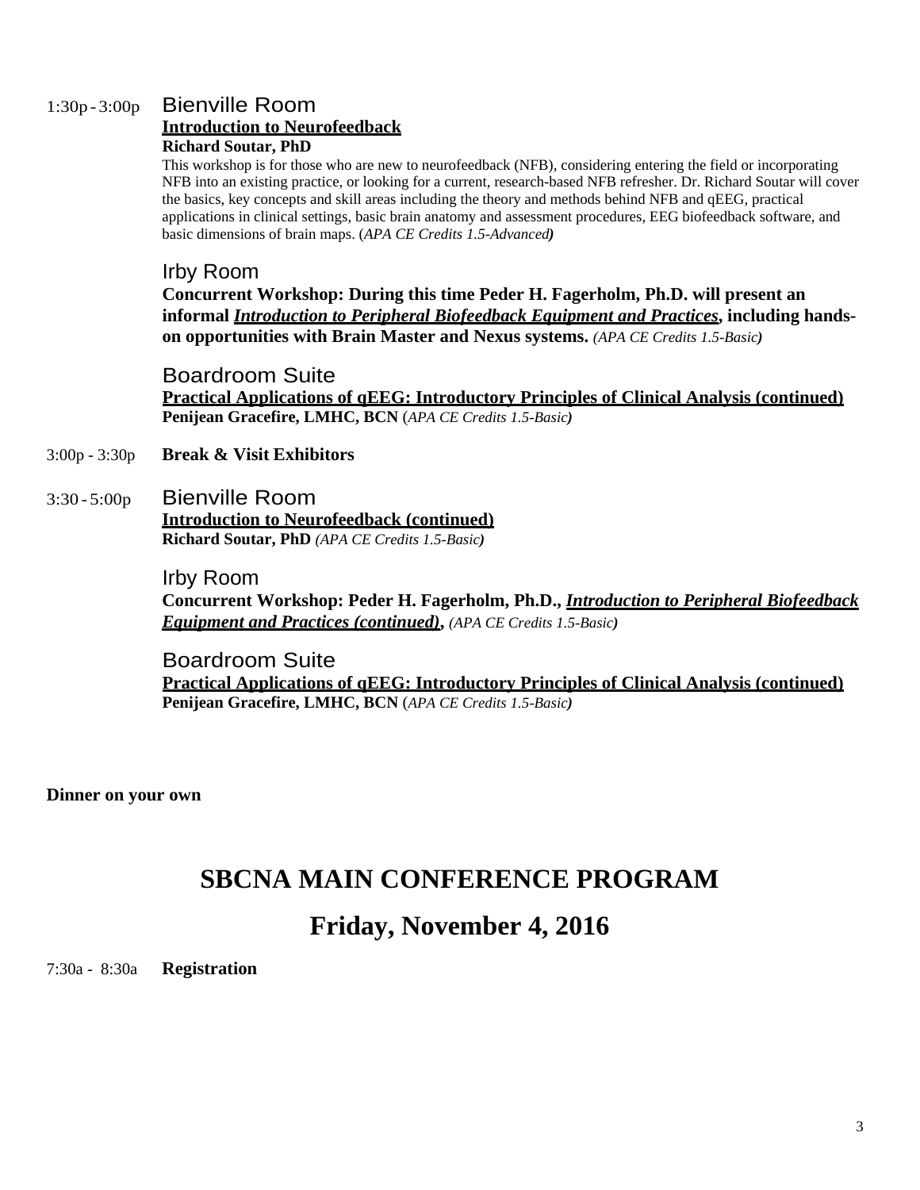1:30p - 3:00p **Bienville Room**

**Introduction to Neurofeedback**

**Richard Soutar, PhD**

This workshop is for those who are new to neurofeedback (NFB), considering entering the field or incorporating NFB into an existing practice, or looking for a current, research-based NFB refresher. Dr. Richard Soutar will cover the basics, key concepts and skill areas including the theory and methods behind NFB and qEEG, practical applications in clinical settings, basic brain anatomy and assessment procedures, EEG biofeedback software, and basic dimensions of brain maps. (*APA CE Credits 1.5-Advanced*)

**Irby Room**

**Concurrent Workshop: During this time Peder H. Fagerholm, Ph.D. will present an informal *Introduction to Peripheral Biofeedback Equipment and Practices*, including hands-on opportunities with Brain Master and Nexus systems.** *(APA CE Credits 1.5-Basic)*

**Boardroom Suite**

**Practical Applications of qEEG: Introductory Principles of Clinical Analysis (continued)**

**Penijean Gracefire, LMHC, BCN** (*APA CE Credits 1.5-Basic*)

3:00p - 3:30p **Break & Visit Exhibitors**

3:30 - 5:00p **Bienville Room**

**Introduction to Neurofeedback (continued)**

**Richard Soutar, PhD** *(APA CE Credits 1.5-Basic)*

**Irby Room**

**Concurrent Workshop: Peder H. Fagerholm, Ph.D., *Introduction to Peripheral Biofeedback Equipment and Practices (continued)*,** *(APA CE Credits 1.5-Basic)*

**Boardroom Suite**

**Practical Applications of qEEG: Introductory Principles of Clinical Analysis (continued)**

**Penijean Gracefire, LMHC, BCN** (*APA CE Credits 1.5-Basic*)

**Dinner on your own**

# SBCNA MAIN CONFERENCE PROGRAM

## Friday, November 4, 2016

7:30a - 8:30a **Registration**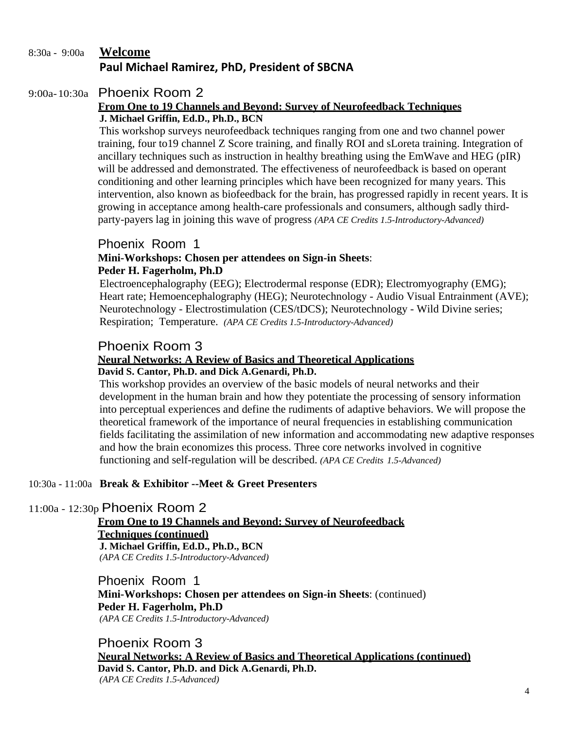8:30a - 9:00a **<u>Welcome</u>**
**Paul Michael Ramirez, PhD, President of SBCNA**

9:00a-10:30a Phoenix Room 2

**<u>From One to 19 Channels and Beyond: Survey of Neurofeedback Techniques</u>**
**J. Michael Griffin, Ed.D., Ph.D., BCN**

This workshop surveys neurofeedback techniques ranging from one and two channel power training, four to19 channel Z Score training, and finally ROI and sLoreta training. Integration of ancillary techniques such as instruction in healthy breathing using the EmWave and HEG (pIR) will be addressed and demonstrated. The effectiveness of neurofeedback is based on operant conditioning and other learning principles which have been recognized for many years. This intervention, also known as biofeedback for the brain, has progressed rapidly in recent years. It is growing in acceptance among health-care professionals and consumers, although sadly third-party-payers lag in joining this wave of progress *(APA CE Credits 1.5-Introductory-Advanced)*

Phoenix Room 1

**Mini-Workshops: Chosen per attendees on Sign-in Sheets**:
**Peder H. Fagerholm, Ph.D**

Electroencephalography (EEG); Electrodermal response (EDR); Electromyography (EMG); Heart rate; Hemoencephalography (HEG); Neurotechnology - Audio Visual Entrainment (AVE); Neurotechnology - Electrostimulation (CES/tDCS); Neurotechnology - Wild Divine series; Respiration; Temperature. *(APA CE Credits 1.5-Introductory-Advanced)*

Phoenix Room 3

**<u>Neural Networks: A Review of Basics and Theoretical Applications</u>**
**David S. Cantor, Ph.D. and Dick A.Genardi, Ph.D.**

This workshop provides an overview of the basic models of neural networks and their development in the human brain and how they potentiate the processing of sensory information into perceptual experiences and define the rudiments of adaptive behaviors. We will propose the theoretical framework of the importance of neural frequencies in establishing communication fields facilitating the assimilation of new information and accommodating new adaptive responses and how the brain economizes this process. Three core networks involved in cognitive functioning and self-regulation will be described. *(APA CE Credits 1.5-Advanced)*

10:30a - 11:00a **Break & Exhibitor --Meet & Greet Presenters**

11:00a - 12:30p Phoenix Room 2

**<u>From One to 19 Channels and Beyond: Survey of Neurofeedback Techniques (continued)</u>**
**J. Michael Griffin, Ed.D., Ph.D., BCN**
*(APA CE Credits 1.5-Introductory-Advanced)*

Phoenix Room 1

**Mini-Workshops: Chosen per attendees on Sign-in Sheets**: (continued)
**Peder H. Fagerholm, Ph.D**
*(APA CE Credits 1.5-Introductory-Advanced)*

Phoenix Room 3

**<u>Neural Networks: A Review of Basics and Theoretical Applications (continued)</u>**
**David S. Cantor, Ph.D. and Dick A.Genardi, Ph.D.**
*(APA CE Credits 1.5-Advanced)*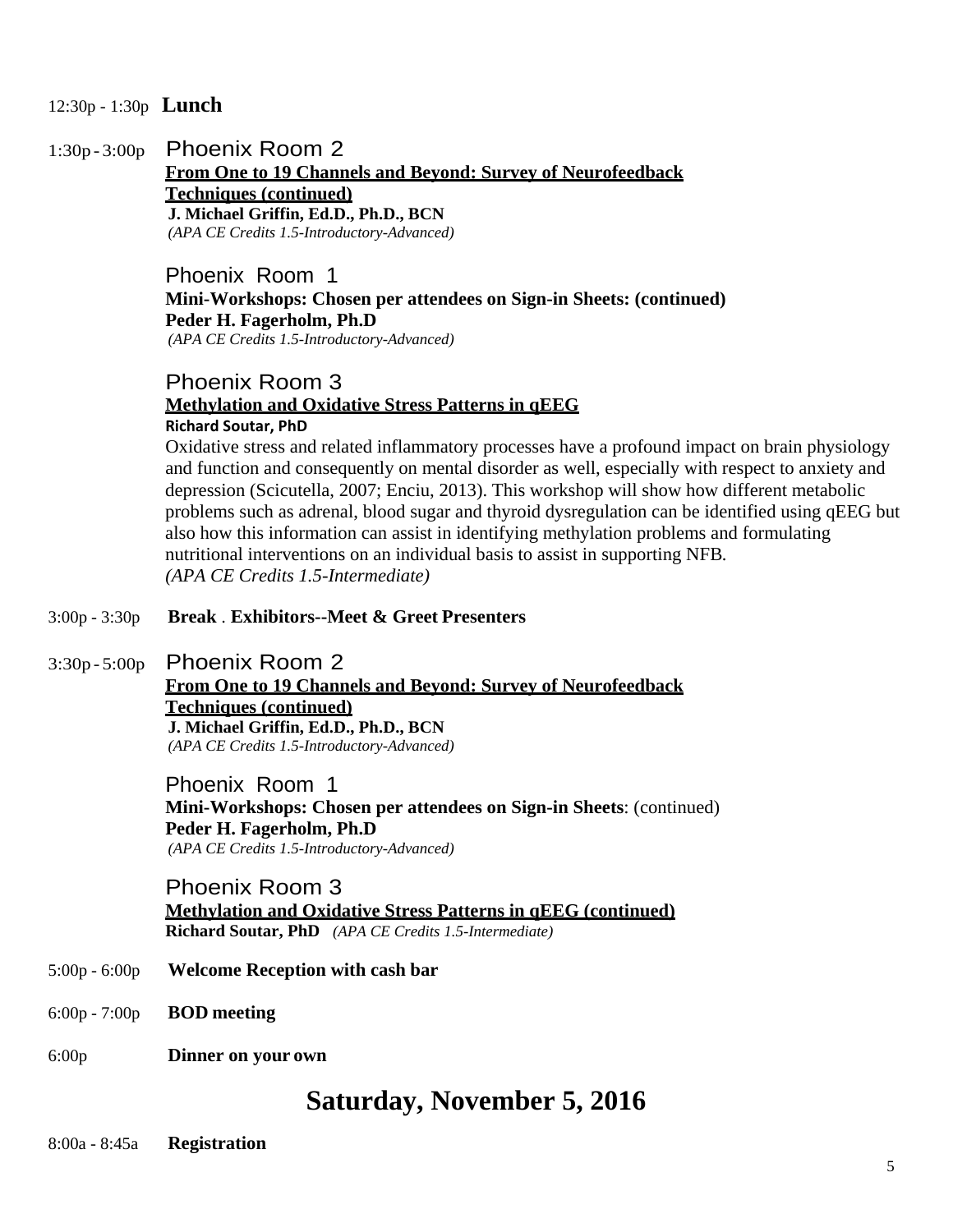12:30p - 1:30p **Lunch**

1:30p - 3:00p Phoenix Room 2

**From One to 19 Channels and Beyond: Survey of Neurofeedback Techniques (continued)**
**J. Michael Griffin, Ed.D., Ph.D., BCN**
*(APA CE Credits 1.5-Introductory-Advanced)*

Phoenix Room 1

**Mini-Workshops: Chosen per attendees on Sign-in Sheets: (continued)**
**Peder H. Fagerholm, Ph.D**
*(APA CE Credits 1.5-Introductory-Advanced)*

Phoenix Room 3

**Methylation and Oxidative Stress Patterns in qEEG**
**Richard Soutar, PhD**

Oxidative stress and related inflammatory processes have a profound impact on brain physiology and function and consequently on mental disorder as well, especially with respect to anxiety and depression (Scicutella, 2007; Enciu, 2013). This workshop will show how different metabolic problems such as adrenal, blood sugar and thyroid dysregulation can be identified using qEEG but also how this information can assist in identifying methylation problems and formulating nutritional interventions on an individual basis to assist in supporting NFB.
*(APA CE Credits 1.5-Intermediate)*

3:00p - 3:30p **Break** . **Exhibitors--Meet & Greet Presenters**

3:30p - 5:00p Phoenix Room 2

**From One to 19 Channels and Beyond: Survey of Neurofeedback Techniques (continued)**
**J. Michael Griffin, Ed.D., Ph.D., BCN**
*(APA CE Credits 1.5-Introductory-Advanced)*

Phoenix Room 1

**Mini-Workshops: Chosen per attendees on Sign-in Sheets**: (continued)
**Peder H. Fagerholm, Ph.D**
*(APA CE Credits 1.5-Introductory-Advanced)*

Phoenix Room 3

**Methylation and Oxidative Stress Patterns in qEEG (continued)**
**Richard Soutar, PhD** *(APA CE Credits 1.5-Intermediate)*

5:00p - 6:00p **Welcome Reception with cash bar**

6:00p - 7:00p **BOD meeting**

6:00p **Dinner on your own**

# Saturday, November 5, 2016

8:00a - 8:45a **Registration**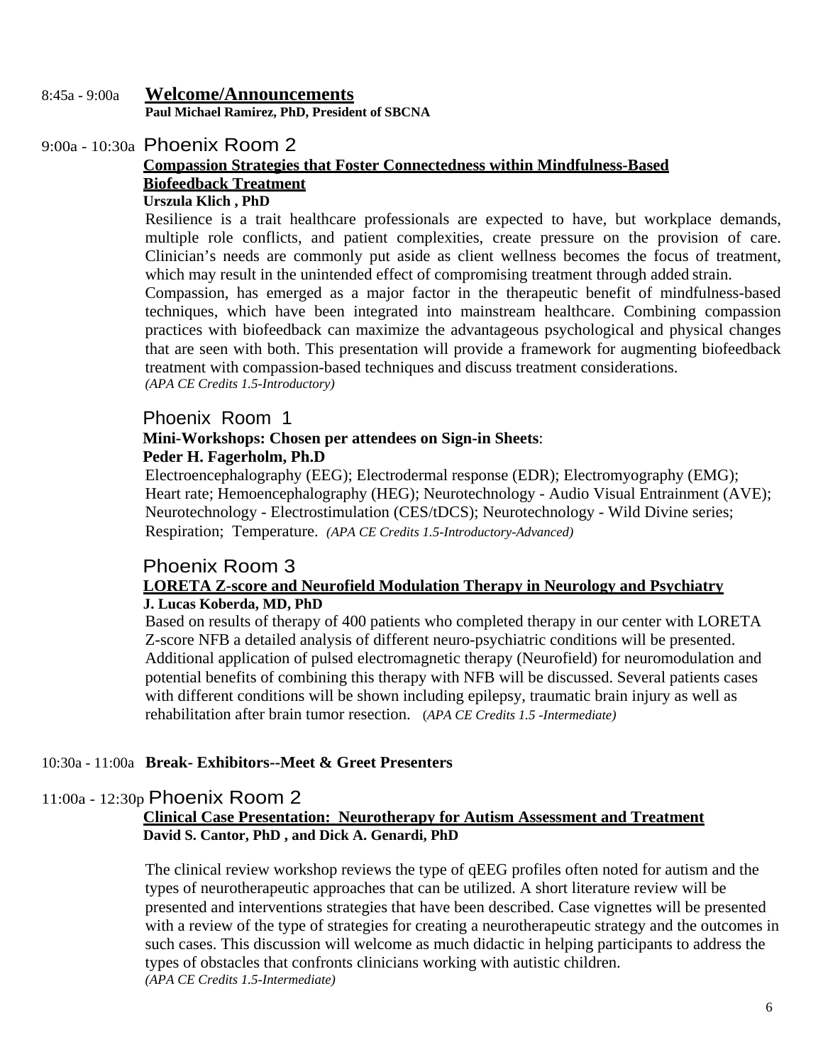8:45a - 9:00a **Welcome/Announcements**

**Paul Michael Ramirez, PhD, President of SBCNA**

9:00a - 10:30a Phoenix Room 2

**Compassion Strategies that Foster Connectedness within Mindfulness-Based Biofeedback Treatment**

**Urszula Klich , PhD**

Resilience is a trait healthcare professionals are expected to have, but workplace demands, multiple role conflicts, and patient complexities, create pressure on the provision of care. Clinician's needs are commonly put aside as client wellness becomes the focus of treatment, which may result in the unintended effect of compromising treatment through added strain.

Compassion, has emerged as a major factor in the therapeutic benefit of mindfulness-based techniques, which have been integrated into mainstream healthcare. Combining compassion practices with biofeedback can maximize the advantageous psychological and physical changes that are seen with both. This presentation will provide a framework for augmenting biofeedback treatment with compassion-based techniques and discuss treatment considerations.

*(APA CE Credits 1.5-Introductory)*

Phoenix Room 1

**Mini-Workshops: Chosen per attendees on Sign-in Sheets**:

**Peder H. Fagerholm, Ph.D**

Electroencephalography (EEG); Electrodermal response (EDR); Electromyography (EMG); Heart rate; Hemoencephalography (HEG); Neurotechnology - Audio Visual Entrainment (AVE); Neurotechnology - Electrostimulation (CES/tDCS); Neurotechnology - Wild Divine series; Respiration; Temperature. *(APA CE Credits 1.5-Introductory-Advanced)*

Phoenix Room 3

**LORETA Z-score and Neurofield Modulation Therapy in Neurology and Psychiatry**

**J. Lucas Koberda, MD, PhD**

Based on results of therapy of 400 patients who completed therapy in our center with LORETA Z-score NFB a detailed analysis of different neuro-psychiatric conditions will be presented. Additional application of pulsed electromagnetic therapy (Neurofield) for neuromodulation and potential benefits of combining this therapy with NFB will be discussed. Several patients cases with different conditions will be shown including epilepsy, traumatic brain injury as well as rehabilitation after brain tumor resection. (*APA CE Credits 1.5 -Intermediate)*

10:30a - 11:00a **Break- Exhibitors--Meet & Greet Presenters**

11:00a - 12:30p Phoenix Room 2

**Clinical Case Presentation: Neurotherapy for Autism Assessment and Treatment**

**David S. Cantor, PhD , and Dick A. Genardi, PhD**

The clinical review workshop reviews the type of qEEG profiles often noted for autism and the types of neurotherapeutic approaches that can be utilized. A short literature review will be presented and interventions strategies that have been described. Case vignettes will be presented with a review of the type of strategies for creating a neurotherapeutic strategy and the outcomes in such cases. This discussion will welcome as much didactic in helping participants to address the types of obstacles that confronts clinicians working with autistic children.

*(APA CE Credits 1.5-Intermediate)*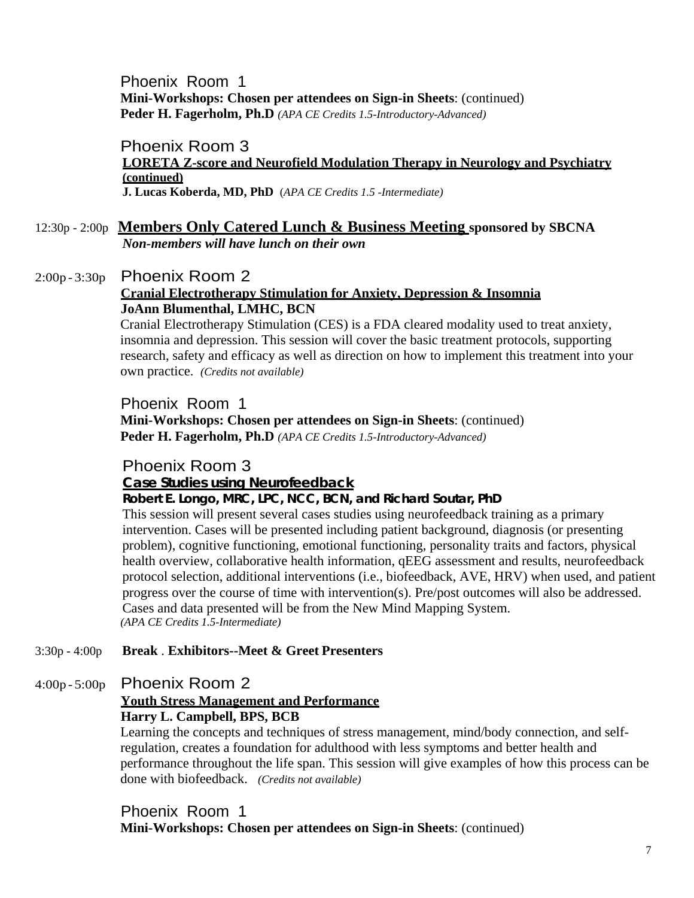Phoenix Room 1

**Mini-Workshops: Chosen per attendees on Sign-in Sheets**: (continued)

**Peder H. Fagerholm, Ph.D** *(APA CE Credits 1.5-Introductory-Advanced)*

Phoenix Room 3

**LORETA Z-score and Neurofield Modulation Therapy in Neurology and Psychiatry (continued)**

**J. Lucas Koberda, MD, PhD** (*APA CE Credits 1.5 -Intermediate)*

12:30p - 2:00p **Members Only Catered Lunch & Business Meeting sponsored by SBCNA**

***Non-members will have lunch on their own***

2:00p - 3:30p Phoenix Room 2

**Cranial Electrotherapy Stimulation for Anxiety, Depression & Insomnia**

**JoAnn Blumenthal, LMHC, BCN**

Cranial Electrotherapy Stimulation (CES) is a FDA cleared modality used to treat anxiety, insomnia and depression. This session will cover the basic treatment protocols, supporting research, safety and efficacy as well as direction on how to implement this treatment into your own practice. *(Credits not available)*

Phoenix Room 1

**Mini-Workshops: Chosen per attendees on Sign-in Sheets**: (continued)

**Peder H. Fagerholm, Ph.D** *(APA CE Credits 1.5-Introductory-Advanced)*

Phoenix Room 3

**Case Studies using Neurofeedback**

**Robert E. Longo, MRC, LPC, NCC, BCN, and Richard Soutar, PhD**

This session will present several cases studies using neurofeedback training as a primary intervention. Cases will be presented including patient background, diagnosis (or presenting problem), cognitive functioning, emotional functioning, personality traits and factors, physical health overview, collaborative health information, qEEG assessment and results, neurofeedback protocol selection, additional interventions (i.e., biofeedback, AVE, HRV) when used, and patient progress over the course of time with intervention(s). Pre/post outcomes will also be addressed. Cases and data presented will be from the New Mind Mapping System.
*(APA CE Credits 1.5-Intermediate)*

3:30p - 4:00p **Break** . **Exhibitors--Meet & Greet Presenters**

4:00p - 5:00p Phoenix Room 2

**Youth Stress Management and Performance**

**Harry L. Campbell, BPS, BCB**

Learning the concepts and techniques of stress management, mind/body connection, and self-regulation, creates a foundation for adulthood with less symptoms and better health and performance throughout the life span. This session will give examples of how this process can be done with biofeedback. *(Credits not available)*

Phoenix Room 1

**Mini-Workshops: Chosen per attendees on Sign-in Sheets**: (continued)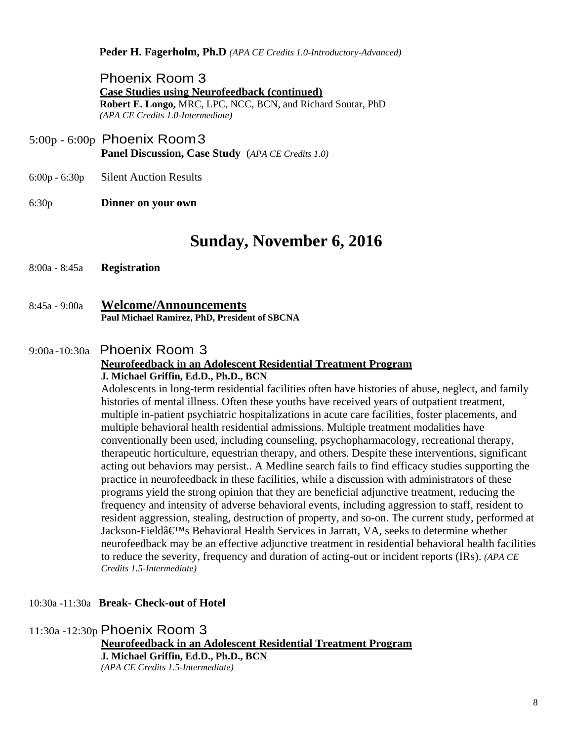**Peder H. Fagerholm, Ph.D** *(APA CE Credits 1.0-Introductory-Advanced)*

Phoenix Room 3
**Case Studies using Neurofeedback (continued)**
**Robert E. Longo,** MRC, LPC, NCC, BCN, and Richard Soutar, PhD
*(APA CE Credits 1.0-Intermediate)*

5:00p - 6:00p Phoenix Room 3
**Panel Discussion, Case Study** (*APA CE Credits 1.0)*

6:00p - 6:30p Silent Auction Results

6:30p **Dinner on your own**

# Sunday, November 6, 2016

8:00a - 8:45a **Registration**

8:45a - 9:00a **Welcome/Announcements**
**Paul Michael Ramirez, PhD, President of SBCNA**

9:00a -10:30a Phoenix Room 3
**Neurofeedback in an Adolescent Residential Treatment Program**
**J. Michael Griffin, Ed.D., Ph.D., BCN**

Adolescents in long-term residential facilities often have histories of abuse, neglect, and family histories of mental illness. Often these youths have received years of outpatient treatment, multiple in-patient psychiatric hospitalizations in acute care facilities, foster placements, and multiple behavioral health residential admissions. Multiple treatment modalities have conventionally been used, including counseling, psychopharmacology, recreational therapy, therapeutic horticulture, equestrian therapy, and others. Despite these interventions, significant acting out behaviors may persist.. A Medline search fails to find efficacy studies supporting the practice in neurofeedback in these facilities, while a discussion with administrators of these programs yield the strong opinion that they are beneficial adjunctive treatment, reducing the frequency and intensity of adverse behavioral events, including aggression to staff, resident to resident aggression, stealing, destruction of property, and so-on. The current study, performed at Jackson-Fieldâ€™s Behavioral Health Services in Jarratt, VA, seeks to determine whether neurofeedback may be an effective adjunctive treatment in residential behavioral health facilities to reduce the severity, frequency and duration of acting-out or incident reports (IRs). *(APA CE Credits 1.5-Intermediate)*

10:30a -11:30a **Break- Check-out of Hotel**

11:30a -12:30p Phoenix Room 3
**Neurofeedback in an Adolescent Residential Treatment Program**
**J. Michael Griffin, Ed.D., Ph.D., BCN**
*(APA CE Credits 1.5-Intermediate)*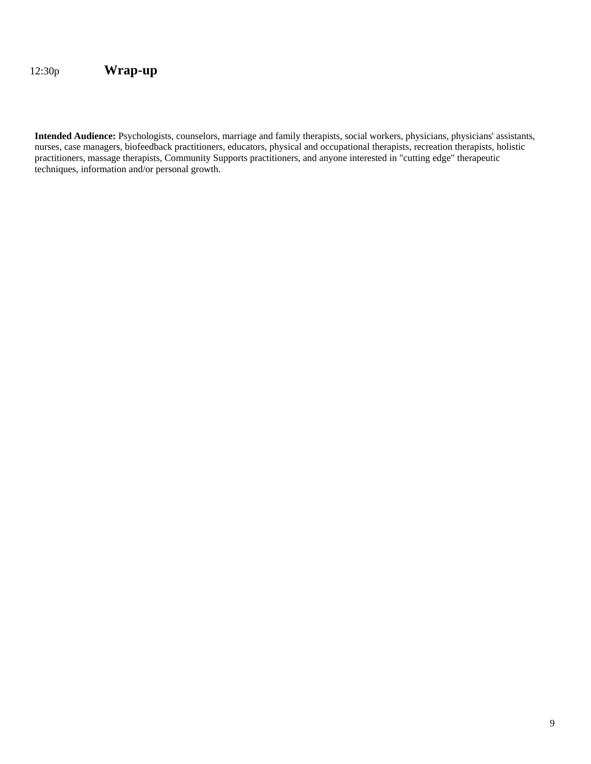12:30p **Wrap-up**

**Intended Audience:** Psychologists, counselors, marriage and family therapists, social workers, physicians, physicians' assistants, nurses, case managers, biofeedback practitioners, educators, physical and occupational therapists, recreation therapists, holistic practitioners, massage therapists, Community Supports practitioners, and anyone interested in "cutting edge" therapeutic techniques, information and/or personal growth.